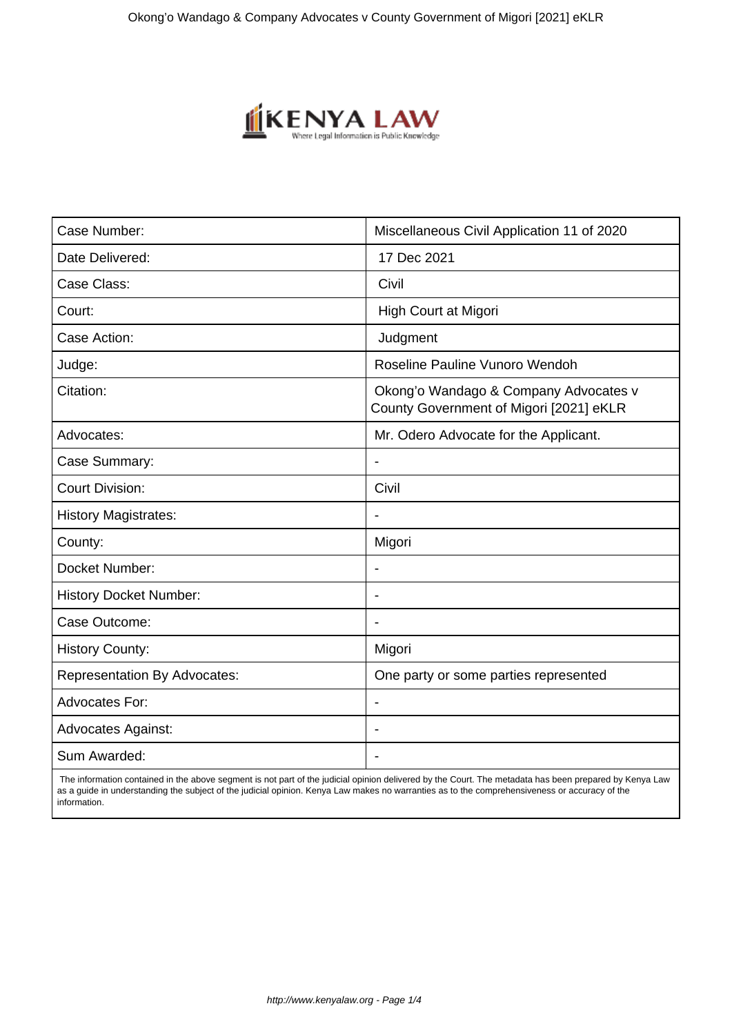| Case Number: | Miscellaneous Civil Application 11 of 2020 |
|---|---|
| Date Delivered: | 17 Dec 2021 |
| Case Class: | Civil |
| Court: | High Court at Migori |
| Case Action: | Judgment |
| Judge: | Roseline Pauline Vunoro Wendoh |
| Citation: | Okong'o Wandago & Company Advocates v County Government of Migori [2021] eKLR |
| Advocates: | Mr. Odero Advocate for the Applicant. |
| Case Summary: | - |
| Court Division: | Civil |
| History Magistrates: | - |
| County: | Migori |
| Docket Number: | - |
| History Docket Number: | - |
| Case Outcome: | - |
| History County: | Migori |
| Representation By Advocates: | One party or some parties represented |
| Advocates For: | - |
| Advocates Against: | - |
| Sum Awarded: | - |

The information contained in the above segment is not part of the judicial opinion delivered by the Court. The metadata has been prepared by Kenya Law as a guide in understanding the subject of the judicial opinion. Kenya Law makes no warranties as to the comprehensiveness or accuracy of the information.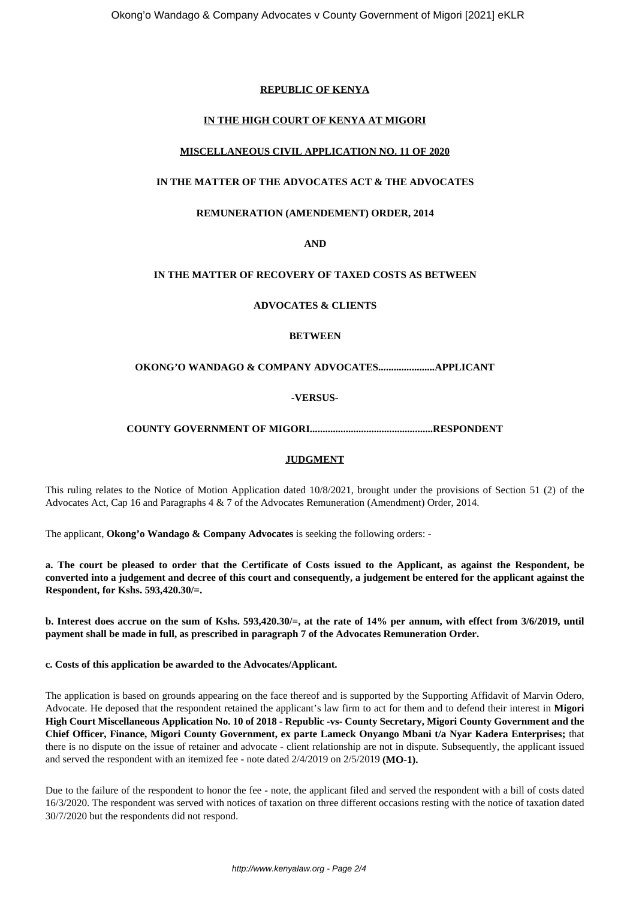**REPUBLIC OF KENYA**

**IN THE HIGH COURT OF KENYA AT MIGORI**

**MISCELLANEOUS CIVIL APPLICATION NO. 11 OF 2020**

**IN THE MATTER OF THE ADVOCATES ACT & THE ADVOCATES**

**REMUNERATION (AMENDEMENT) ORDER, 2014**

**AND**

**IN THE MATTER OF RECOVERY OF TAXED COSTS AS BETWEEN**

**ADVOCATES & CLIENTS**

**BETWEEN**

**OKONG'O WANDAGO & COMPANY ADVOCATES......................APPLICANT**

**-VERSUS-**

**COUNTY GOVERNMENT OF MIGORI................................................RESPONDENT**

**JUDGMENT**

This ruling relates to the Notice of Motion Application dated 10/8/2021, brought under the provisions of Section 51 (2) of the Advocates Act, Cap 16 and Paragraphs 4 & 7 of the Advocates Remuneration (Amendment) Order, 2014.

The applicant, **Okong'o Wandago & Company Advocates** is seeking the following orders: -

**a. The court be pleased to order that the Certificate of Costs issued to the Applicant, as against the Respondent, be converted into a judgement and decree of this court and consequently, a judgement be entered for the applicant against the Respondent, for Kshs. 593,420.30/=.**

**b. Interest does accrue on the sum of Kshs. 593,420.30/=, at the rate of 14% per annum, with effect from 3/6/2019, until payment shall be made in full, as prescribed in paragraph 7 of the Advocates Remuneration Order.**

**c. Costs of this application be awarded to the Advocates/Applicant.**

The application is based on grounds appearing on the face thereof and is supported by the Supporting Affidavit of Marvin Odero, Advocate. He deposed that the respondent retained the applicant's law firm to act for them and to defend their interest in **Migori High Court Miscellaneous Application No. 10 of 2018 - Republic -vs- County Secretary, Migori County Government and the Chief Officer, Finance, Migori County Government, ex parte Lameck Onyango Mbani t/a Nyar Kadera Enterprises;** that there is no dispute on the issue of retainer and advocate - client relationship are not in dispute. Subsequently, the applicant issued and served the respondent with an itemized fee - note dated 2/4/2019 on 2/5/2019 **(MO-1).**

Due to the failure of the respondent to honor the fee - note, the applicant filed and served the respondent with a bill of costs dated 16/3/2020. The respondent was served with notices of taxation on three different occasions resting with the notice of taxation dated 30/7/2020 but the respondents did not respond.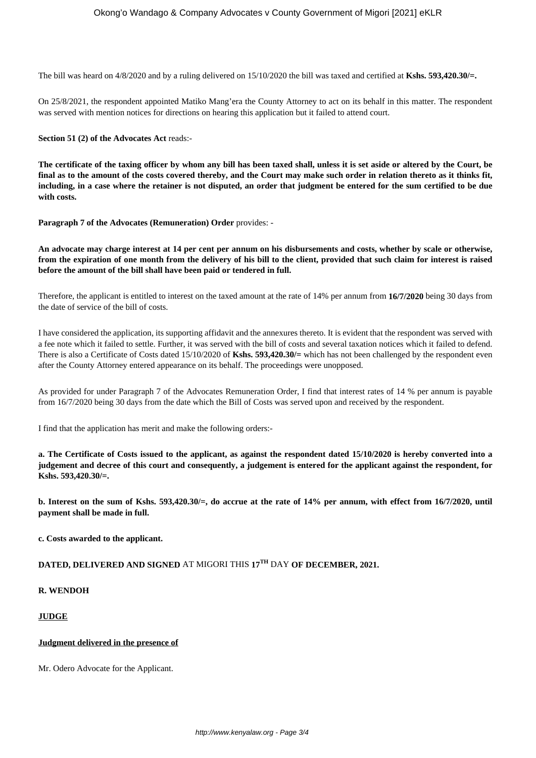The bill was heard on 4/8/2020 and by a ruling delivered on 15/10/2020 the bill was taxed and certified at **Kshs. 593,420.30/=.**

On 25/8/2021, the respondent appointed Matiko Mang'era the County Attorney to act on its behalf in this matter. The respondent was served with mention notices for directions on hearing this application but it failed to attend court.

**Section 51 (2) of the Advocates Act** reads:-

**The certificate of the taxing officer by whom any bill has been taxed shall, unless it is set aside or altered by the Court, be final as to the amount of the costs covered thereby, and the Court may make such order in relation thereto as it thinks fit, including, in a case where the retainer is not disputed, an order that judgment be entered for the sum certified to be due with costs.**

**Paragraph 7 of the Advocates (Remuneration) Order** provides: -

**An advocate may charge interest at 14 per cent per annum on his disbursements and costs, whether by scale or otherwise, from the expiration of one month from the delivery of his bill to the client, provided that such claim for interest is raised before the amount of the bill shall have been paid or tendered in full.**

Therefore, the applicant is entitled to interest on the taxed amount at the rate of 14% per annum from **16/7/2020** being 30 days from the date of service of the bill of costs.

I have considered the application, its supporting affidavit and the annexures thereto. It is evident that the respondent was served with a fee note which it failed to settle. Further, it was served with the bill of costs and several taxation notices which it failed to defend. There is also a Certificate of Costs dated 15/10/2020 of **Kshs. 593,420.30/=** which has not been challenged by the respondent even after the County Attorney entered appearance on its behalf. The proceedings were unopposed.

As provided for under Paragraph 7 of the Advocates Remuneration Order, I find that interest rates of 14 % per annum is payable from 16/7/2020 being 30 days from the date which the Bill of Costs was served upon and received by the respondent.

I find that the application has merit and make the following orders:-

**a. The Certificate of Costs issued to the applicant, as against the respondent dated 15/10/2020 is hereby converted into a judgement and decree of this court and consequently, a judgement is entered for the applicant against the respondent, for Kshs. 593,420.30/=.**

**b. Interest on the sum of Kshs. 593,420.30/=, do accrue at the rate of 14% per annum, with effect from 16/7/2020, until payment shall be made in full.**

**c. Costs awarded to the applicant.**

**DATED, DELIVERED AND SIGNED** AT MIGORI THIS **17TH** DAY **OF DECEMBER, 2021.**

**R. WENDOH**

**JUDGE**

**Judgment delivered in the presence of**

Mr. Odero Advocate for the Applicant.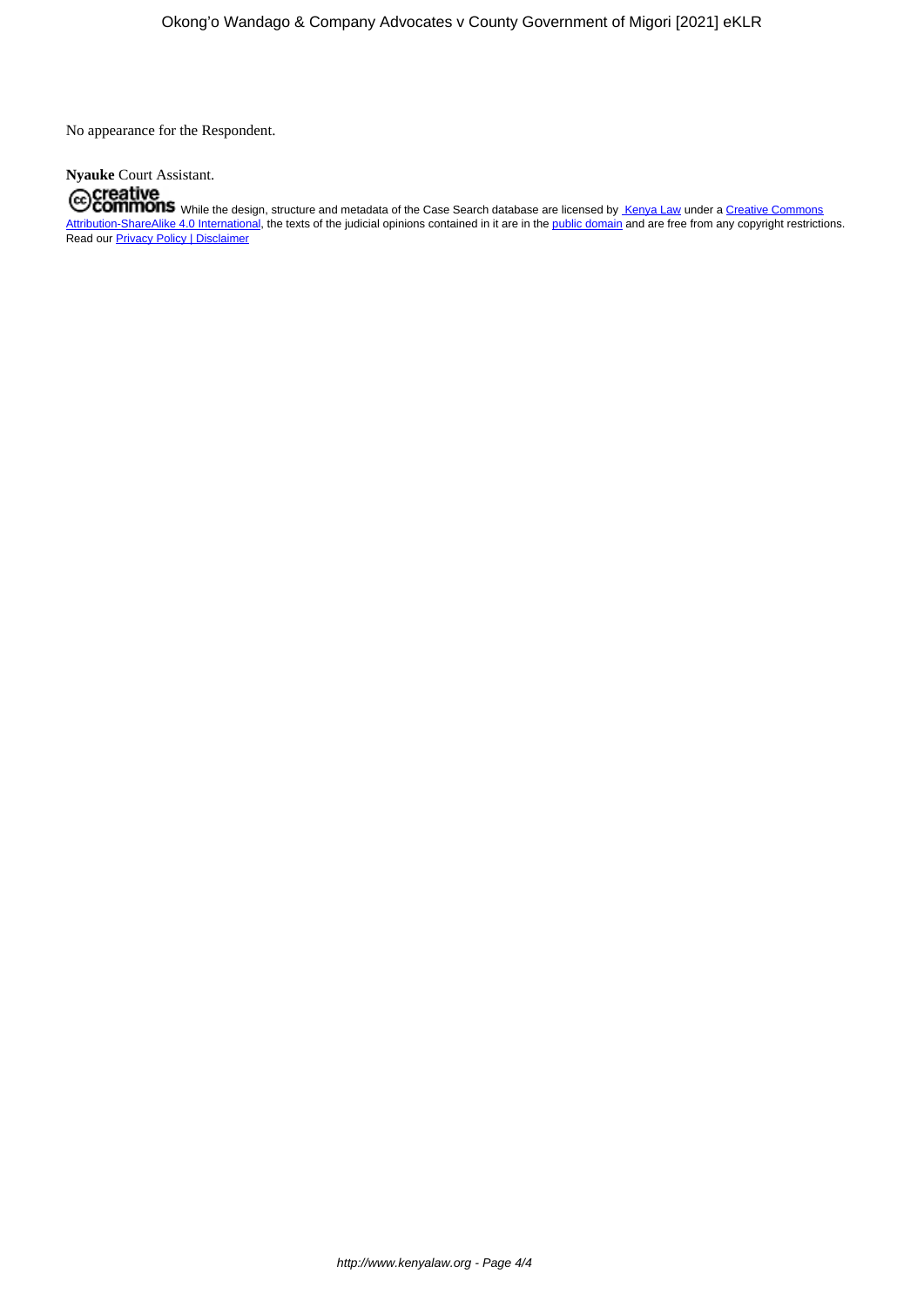No appearance for the Respondent.

**Nyauke** Court Assistant.

While the design, structure and metadata of the Case Search database are licensed by Kenya Law under a Creative Commons Attribution-ShareAlike 4.0 International, the texts of the judicial opinions contained in it are in the public domain and are free from any copyright restrictions. Read our Privacy Policy | Disclaimer